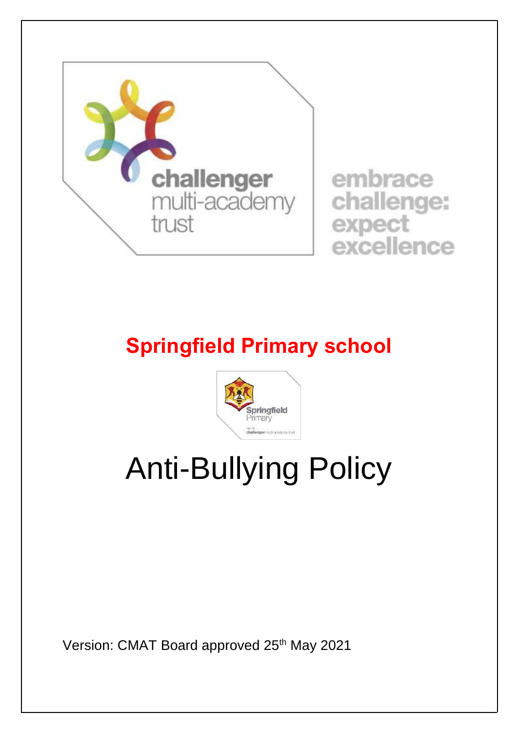challenger multi-academy trust

embrace challenge: expect excellence

# Springfield Primary school

Springfield Primary

challenger multi-academy trust

# Anti-Bullying Policy

Version: CMAT Board approved 25th May 2021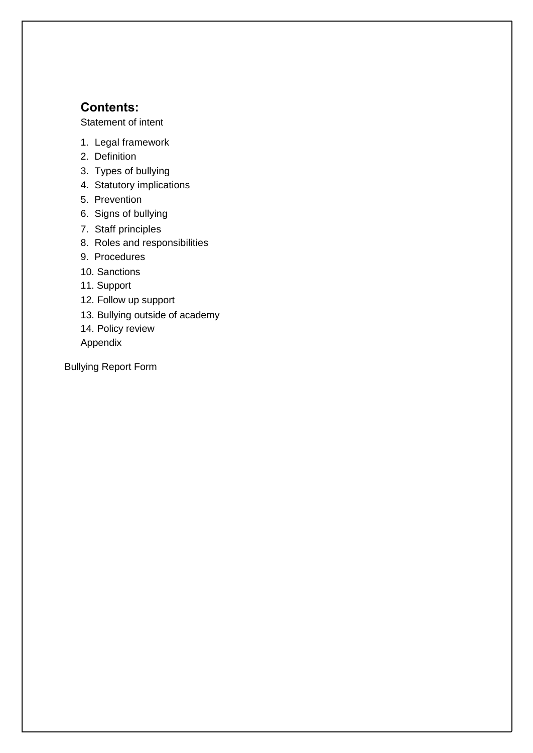## Contents:

Statement of intent

1. Legal framework
2. Definition
3. Types of bullying
4. Statutory implications
5. Prevention
6. Signs of bullying
7. Staff principles
8. Roles and responsibilities
9. Procedures
10. Sanctions
11. Support
12. Follow up support
13. Bullying outside of academy
14. Policy review

Appendix

Bullying Report Form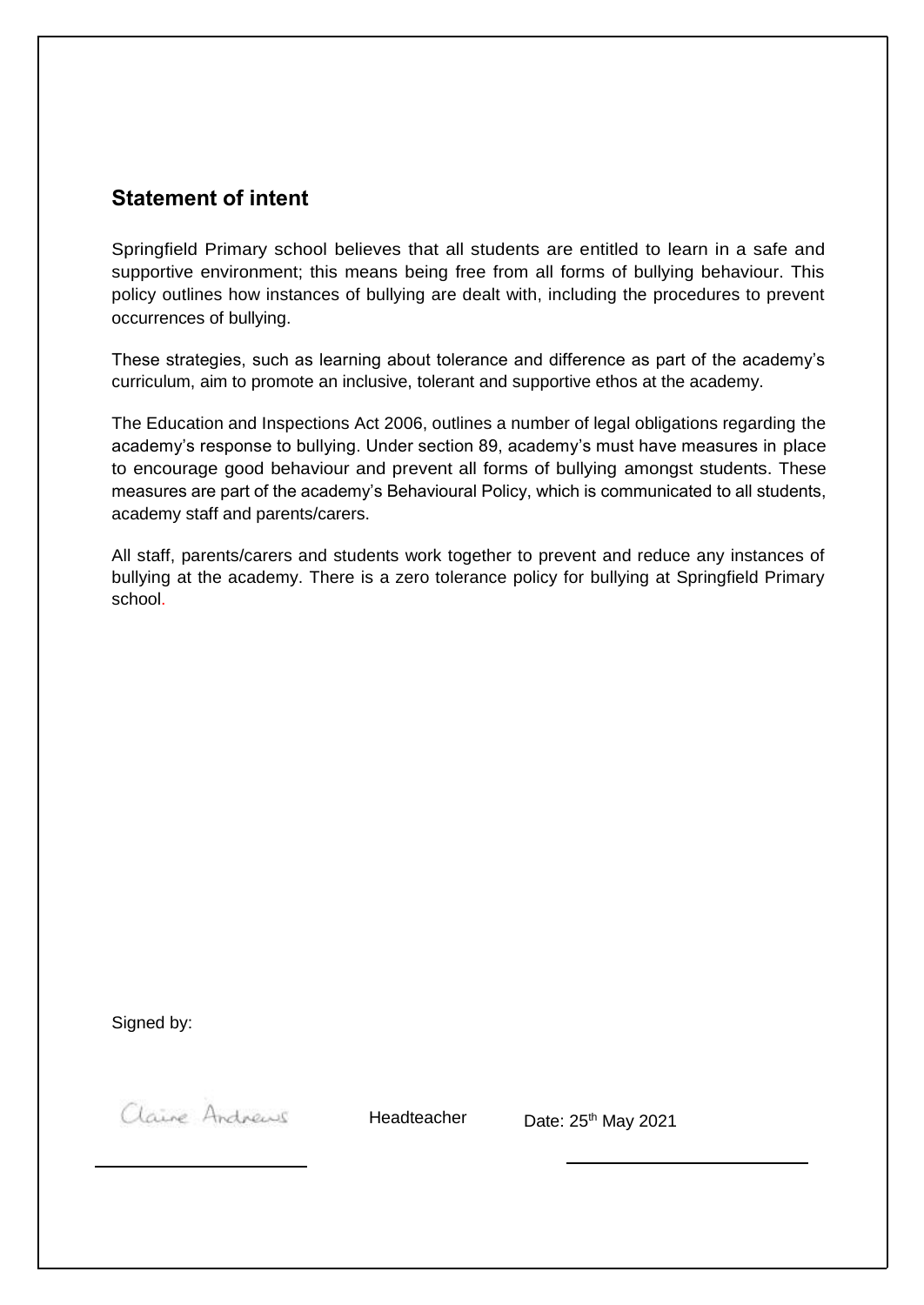## Statement of intent

Springfield Primary school believes that all students are entitled to learn in a safe and supportive environment; this means being free from all forms of bullying behaviour. This policy outlines how instances of bullying are dealt with, including the procedures to prevent occurrences of bullying.

These strategies, such as learning about tolerance and difference as part of the academy's curriculum, aim to promote an inclusive, tolerant and supportive ethos at the academy.

The Education and Inspections Act 2006, outlines a number of legal obligations regarding the academy's response to bullying. Under section 89, academy's must have measures in place to encourage good behaviour and prevent all forms of bullying amongst students. These measures are part of the academy's Behavioural Policy, which is communicated to all students, academy staff and parents/carers.

All staff, parents/carers and students work together to prevent and reduce any instances of bullying at the academy. There is a zero tolerance policy for bullying at Springfield Primary school.

Signed by:

Claire Andrews Headteacher Date: 25th May 2021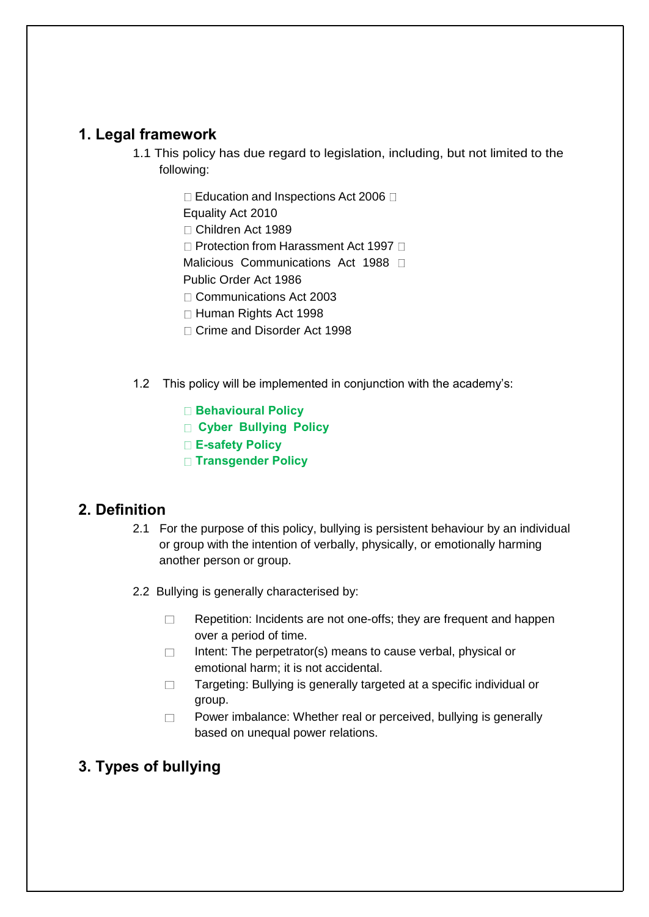## 1. Legal framework

1.1 This policy has due regard to legislation, including, but not limited to the following:

- Education and Inspections Act 2006
- Equality Act 2010
- Children Act 1989
- Protection from Harassment Act 1997
- Malicious Communications Act 1988
- Public Order Act 1986
- Communications Act 2003
- Human Rights Act 1998
- Crime and Disorder Act 1998

1.2 This policy will be implemented in conjunction with the academy's:

- **Behavioural Policy**
- **Cyber Bullying Policy**
- **E-safety Policy**
- **Transgender Policy**

## 2. Definition

2.1 For the purpose of this policy, bullying is persistent behaviour by an individual or group with the intention of verbally, physically, or emotionally harming another person or group.

2.2 Bullying is generally characterised by:

- Repetition: Incidents are not one-offs; they are frequent and happen over a period of time.
- Intent: The perpetrator(s) means to cause verbal, physical or emotional harm; it is not accidental.
- Targeting: Bullying is generally targeted at a specific individual or group.
- Power imbalance: Whether real or perceived, bullying is generally based on unequal power relations.

## 3. Types of bullying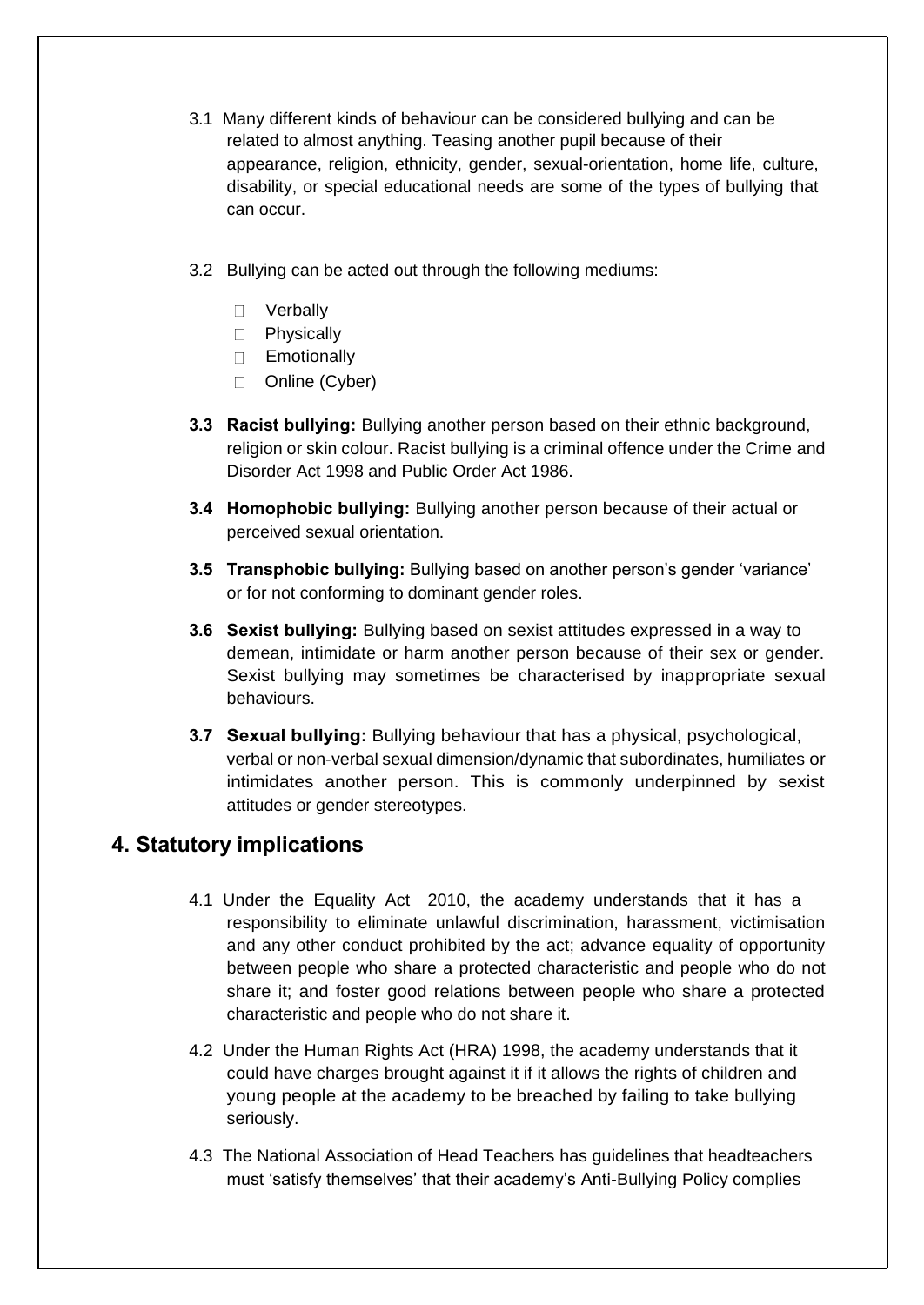3.1 Many different kinds of behaviour can be considered bullying and can be related to almost anything. Teasing another pupil because of their appearance, religion, ethnicity, gender, sexual-orientation, home life, culture, disability, or special educational needs are some of the types of bullying that can occur.

3.2 Bullying can be acted out through the following mediums:

- Verbally
- Physically
- Emotionally
- Online (Cyber)

**3.3 Racist bullying:** Bullying another person based on their ethnic background, religion or skin colour. Racist bullying is a criminal offence under the Crime and Disorder Act 1998 and Public Order Act 1986.

**3.4 Homophobic bullying:** Bullying another person because of their actual or perceived sexual orientation.

**3.5 Transphobic bullying:** Bullying based on another person's gender 'variance' or for not conforming to dominant gender roles.

**3.6 Sexist bullying:** Bullying based on sexist attitudes expressed in a way to demean, intimidate or harm another person because of their sex or gender. Sexist bullying may sometimes be characterised by inappropriate sexual behaviours.

**3.7 Sexual bullying:** Bullying behaviour that has a physical, psychological, verbal or non-verbal sexual dimension/dynamic that subordinates, humiliates or intimidates another person. This is commonly underpinned by sexist attitudes or gender stereotypes.

## 4. Statutory implications

4.1 Under the Equality Act 2010, the academy understands that it has a responsibility to eliminate unlawful discrimination, harassment, victimisation and any other conduct prohibited by the act; advance equality of opportunity between people who share a protected characteristic and people who do not share it; and foster good relations between people who share a protected characteristic and people who do not share it.

4.2 Under the Human Rights Act (HRA) 1998, the academy understands that it could have charges brought against it if it allows the rights of children and young people at the academy to be breached by failing to take bullying seriously.

4.3 The National Association of Head Teachers has guidelines that headteachers must 'satisfy themselves' that their academy's Anti-Bullying Policy complies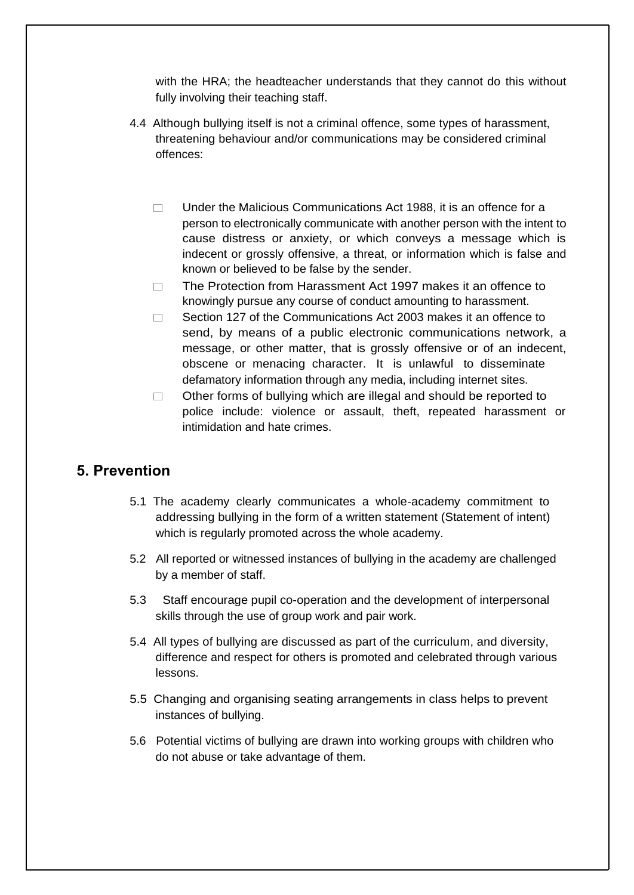with the HRA; the headteacher understands that they cannot do this without fully involving their teaching staff.

4.4 Although bullying itself is not a criminal offence, some types of harassment, threatening behaviour and/or communications may be considered criminal offences:

- Under the Malicious Communications Act 1988, it is an offence for a person to electronically communicate with another person with the intent to cause distress or anxiety, or which conveys a message which is indecent or grossly offensive, a threat, or information which is false and known or believed to be false by the sender.
- The Protection from Harassment Act 1997 makes it an offence to knowingly pursue any course of conduct amounting to harassment.
- Section 127 of the Communications Act 2003 makes it an offence to send, by means of a public electronic communications network, a message, or other matter, that is grossly offensive or of an indecent, obscene or menacing character. It is unlawful to disseminate defamatory information through any media, including internet sites.
- Other forms of bullying which are illegal and should be reported to police include: violence or assault, theft, repeated harassment or intimidation and hate crimes.

## 5. Prevention

5.1 The academy clearly communicates a whole-academy commitment to addressing bullying in the form of a written statement (Statement of intent) which is regularly promoted across the whole academy.

5.2 All reported or witnessed instances of bullying in the academy are challenged by a member of staff.

5.3 Staff encourage pupil co-operation and the development of interpersonal skills through the use of group work and pair work.

5.4 All types of bullying are discussed as part of the curriculum, and diversity, difference and respect for others is promoted and celebrated through various lessons.

5.5 Changing and organising seating arrangements in class helps to prevent instances of bullying.

5.6 Potential victims of bullying are drawn into working groups with children who do not abuse or take advantage of them.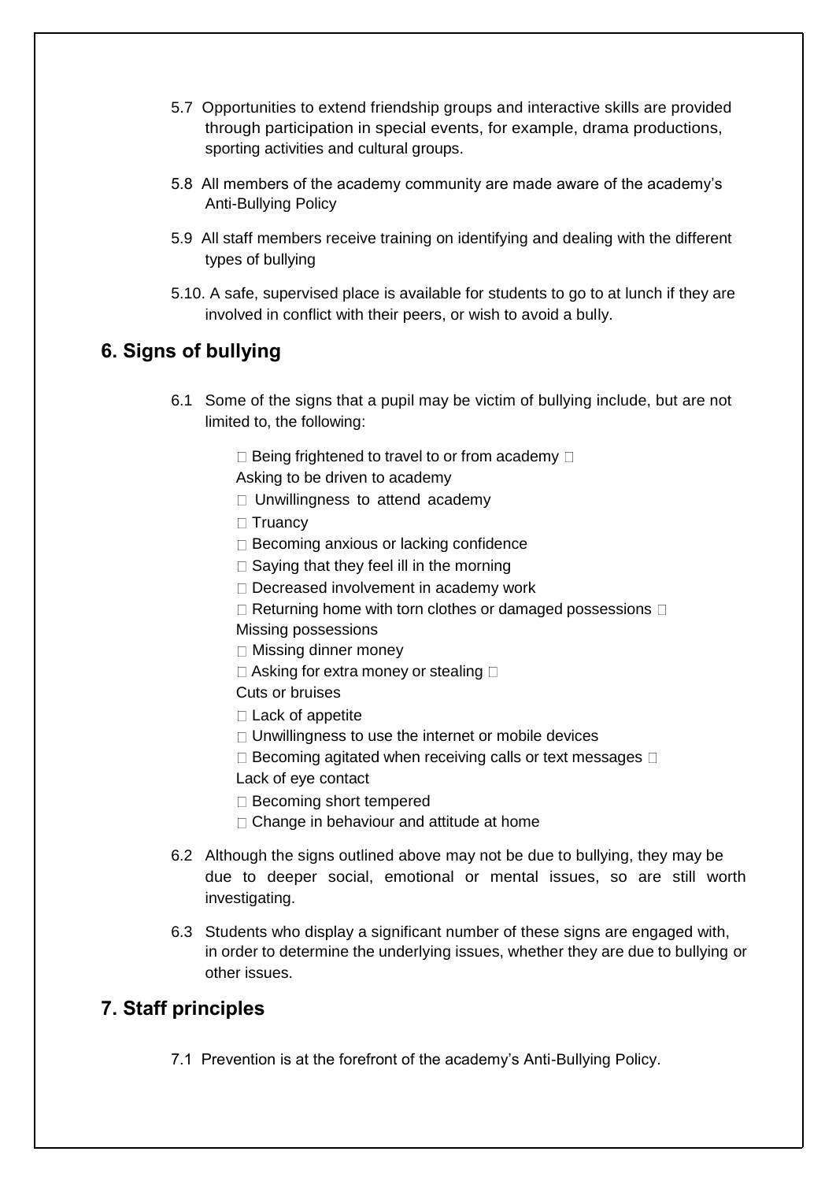5.7 Opportunities to extend friendship groups and interactive skills are provided through participation in special events, for example, drama productions, sporting activities and cultural groups.

5.8 All members of the academy community are made aware of the academy's Anti-Bullying Policy

5.9 All staff members receive training on identifying and dealing with the different types of bullying

5.10. A safe, supervised place is available for students to go to at lunch if they are involved in conflict with their peers, or wish to avoid a bully.

## 6. Signs of bullying

6.1 Some of the signs that a pupil may be victim of bullying include, but are not limited to, the following:

- Being frightened to travel to or from academy
- Asking to be driven to academy
- Unwillingness to attend academy
- Truancy
- Becoming anxious or lacking confidence
- Saying that they feel ill in the morning
- Decreased involvement in academy work
- Returning home with torn clothes or damaged possessions
- Missing possessions
- Missing dinner money
- Asking for extra money or stealing
- Cuts or bruises
- Lack of appetite
- Unwillingness to use the internet or mobile devices
- Becoming agitated when receiving calls or text messages
- Lack of eye contact
- Becoming short tempered
- Change in behaviour and attitude at home

6.2 Although the signs outlined above may not be due to bullying, they may be due to deeper social, emotional or mental issues, so are still worth investigating.

6.3 Students who display a significant number of these signs are engaged with, in order to determine the underlying issues, whether they are due to bullying or other issues.

## 7. Staff principles

7.1 Prevention is at the forefront of the academy's Anti-Bullying Policy.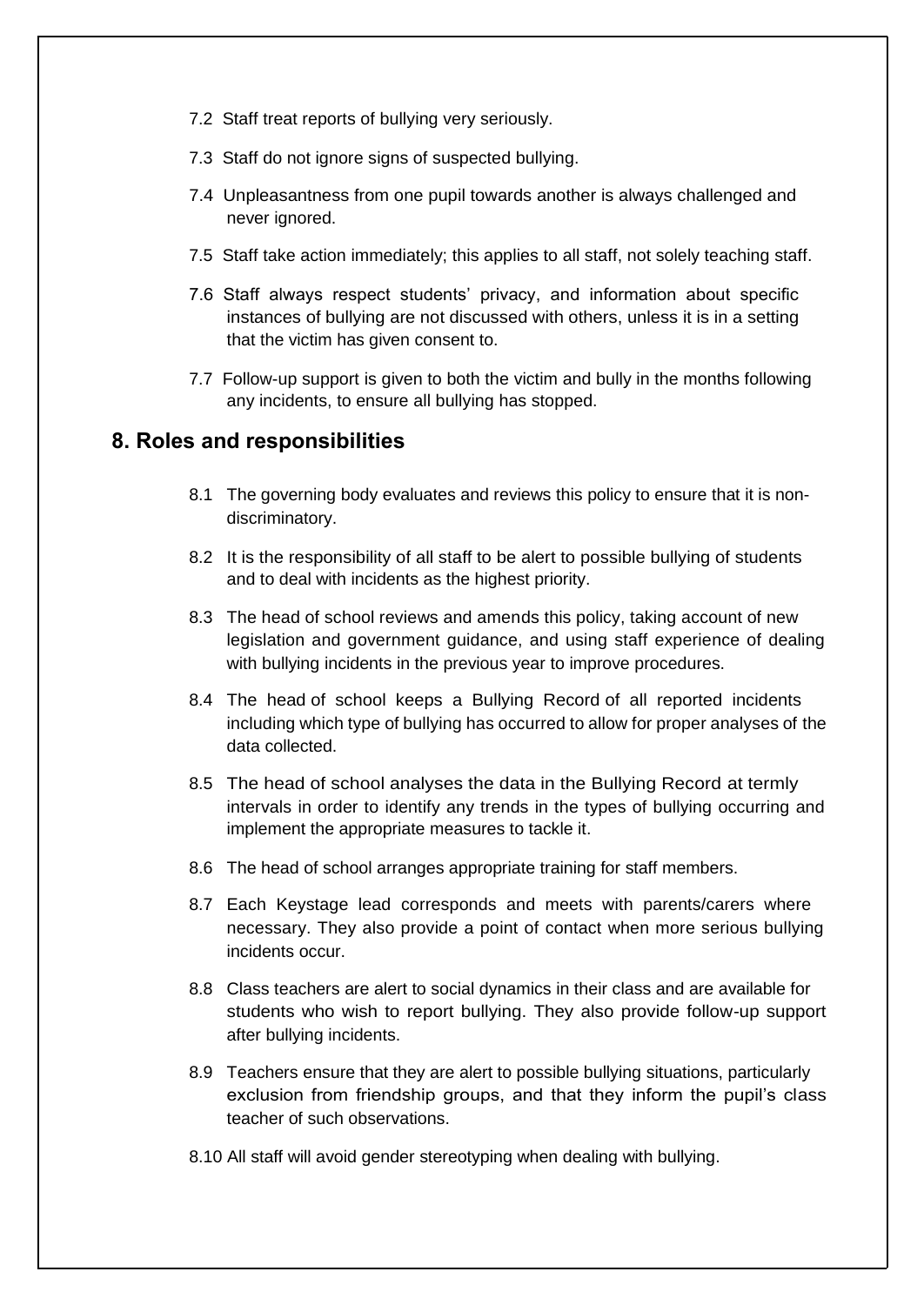7.2 Staff treat reports of bullying very seriously.

7.3 Staff do not ignore signs of suspected bullying.

7.4 Unpleasantness from one pupil towards another is always challenged and never ignored.

7.5 Staff take action immediately; this applies to all staff, not solely teaching staff.

7.6 Staff always respect students' privacy, and information about specific instances of bullying are not discussed with others, unless it is in a setting that the victim has given consent to.

7.7 Follow-up support is given to both the victim and bully in the months following any incidents, to ensure all bullying has stopped.

## 8. Roles and responsibilities

8.1 The governing body evaluates and reviews this policy to ensure that it is non-discriminatory.

8.2 It is the responsibility of all staff to be alert to possible bullying of students and to deal with incidents as the highest priority.

8.3 The head of school reviews and amends this policy, taking account of new legislation and government guidance, and using staff experience of dealing with bullying incidents in the previous year to improve procedures.

8.4 The head of school keeps a Bullying Record of all reported incidents including which type of bullying has occurred to allow for proper analyses of the data collected.

8.5 The head of school analyses the data in the Bullying Record at termly intervals in order to identify any trends in the types of bullying occurring and implement the appropriate measures to tackle it.

8.6 The head of school arranges appropriate training for staff members.

8.7 Each Keystage lead corresponds and meets with parents/carers where necessary. They also provide a point of contact when more serious bullying incidents occur.

8.8 Class teachers are alert to social dynamics in their class and are available for students who wish to report bullying. They also provide follow-up support after bullying incidents.

8.9 Teachers ensure that they are alert to possible bullying situations, particularly exclusion from friendship groups, and that they inform the pupil's class teacher of such observations.

8.10 All staff will avoid gender stereotyping when dealing with bullying.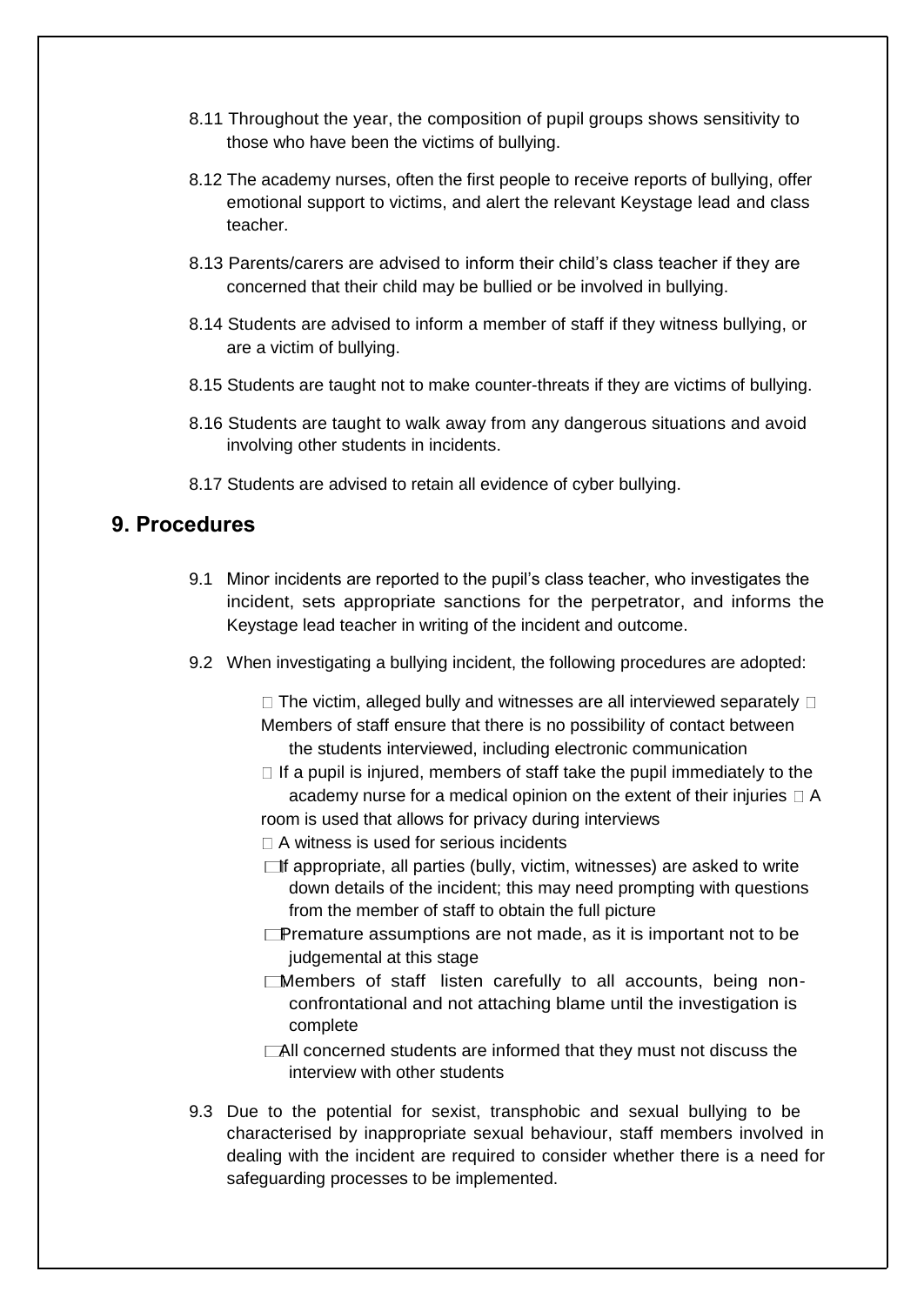8.11 Throughout the year, the composition of pupil groups shows sensitivity to those who have been the victims of bullying.

8.12 The academy nurses, often the first people to receive reports of bullying, offer emotional support to victims, and alert the relevant Keystage lead and class teacher.

8.13 Parents/carers are advised to inform their child's class teacher if they are concerned that their child may be bullied or be involved in bullying.

8.14 Students are advised to inform a member of staff if they witness bullying, or are a victim of bullying.

8.15 Students are taught not to make counter-threats if they are victims of bullying.

8.16 Students are taught to walk away from any dangerous situations and avoid involving other students in incidents.

8.17 Students are advised to retain all evidence of cyber bullying.

## 9. Procedures

9.1 Minor incidents are reported to the pupil's class teacher, who investigates the incident, sets appropriate sanctions for the perpetrator, and informs the Keystage lead teacher in writing of the incident and outcome.

9.2 When investigating a bullying incident, the following procedures are adopted:

- The victim, alleged bully and witnesses are all interviewed separately
- Members of staff ensure that there is no possibility of contact between the students interviewed, including electronic communication
- If a pupil is injured, members of staff take the pupil immediately to the academy nurse for a medical opinion on the extent of their injuries
- A room is used that allows for privacy during interviews
- A witness is used for serious incidents
- If appropriate, all parties (bully, victim, witnesses) are asked to write down details of the incident; this may need prompting with questions from the member of staff to obtain the full picture
- Premature assumptions are not made, as it is important not to be judgemental at this stage
- Members of staff listen carefully to all accounts, being non-confrontational and not attaching blame until the investigation is complete
- All concerned students are informed that they must not discuss the interview with other students

9.3 Due to the potential for sexist, transphobic and sexual bullying to be characterised by inappropriate sexual behaviour, staff members involved in dealing with the incident are required to consider whether there is a need for safeguarding processes to be implemented.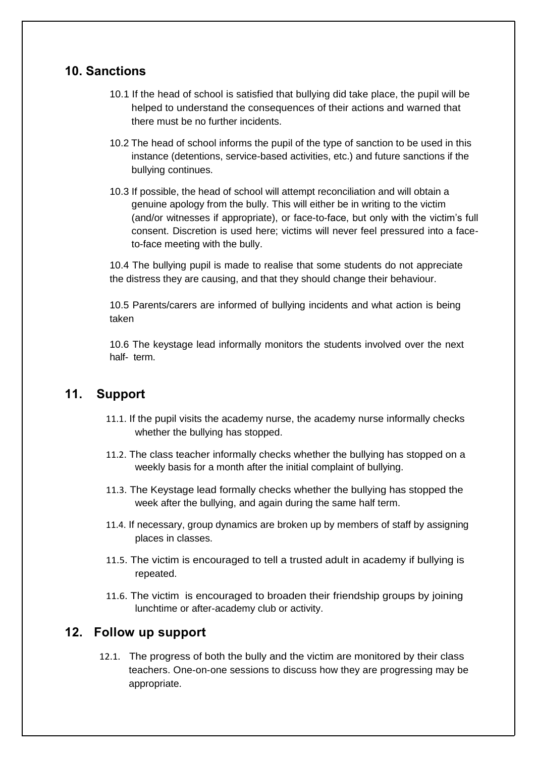## 10. Sanctions

10.1 If the head of school is satisfied that bullying did take place, the pupil will be helped to understand the consequences of their actions and warned that there must be no further incidents.

10.2 The head of school informs the pupil of the type of sanction to be used in this instance (detentions, service-based activities, etc.) and future sanctions if the bullying continues.

10.3 If possible, the head of school will attempt reconciliation and will obtain a genuine apology from the bully. This will either be in writing to the victim (and/or witnesses if appropriate), or face-to-face, but only with the victim's full consent. Discretion is used here; victims will never feel pressured into a face-to-face meeting with the bully.

10.4 The bullying pupil is made to realise that some students do not appreciate the distress they are causing, and that they should change their behaviour.

10.5 Parents/carers are informed of bullying incidents and what action is being taken

10.6 The keystage lead informally monitors the students involved over the next half- term.

## 11. Support

11.1. If the pupil visits the academy nurse, the academy nurse informally checks whether the bullying has stopped.

11.2. The class teacher informally checks whether the bullying has stopped on a weekly basis for a month after the initial complaint of bullying.

11.3. The Keystage lead formally checks whether the bullying has stopped the week after the bullying, and again during the same half term.

11.4. If necessary, group dynamics are broken up by members of staff by assigning places in classes.

11.5. The victim is encouraged to tell a trusted adult in academy if bullying is repeated.

11.6. The victim is encouraged to broaden their friendship groups by joining lunchtime or after-academy club or activity.

## 12. Follow up support

12.1. The progress of both the bully and the victim are monitored by their class teachers. One-on-one sessions to discuss how they are progressing may be appropriate.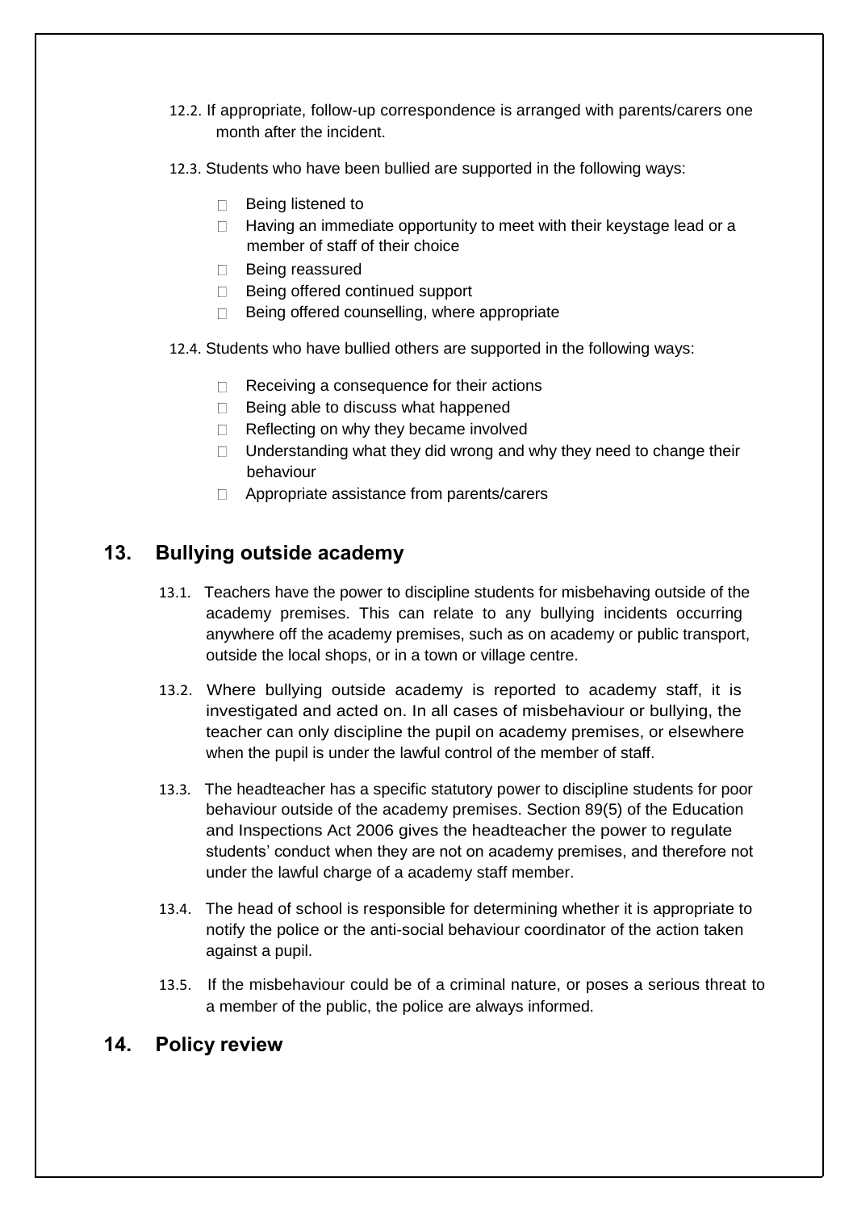12.2. If appropriate, follow-up correspondence is arranged with parents/carers one month after the incident.

12.3. Students who have been bullied are supported in the following ways:

- Being listened to
- Having an immediate opportunity to meet with their keystage lead or a member of staff of their choice
- Being reassured
- Being offered continued support
- Being offered counselling, where appropriate

12.4. Students who have bullied others are supported in the following ways:

- Receiving a consequence for their actions
- Being able to discuss what happened
- Reflecting on why they became involved
- Understanding what they did wrong and why they need to change their behaviour
- Appropriate assistance from parents/carers

## 13. Bullying outside academy

13.1. Teachers have the power to discipline students for misbehaving outside of the academy premises. This can relate to any bullying incidents occurring anywhere off the academy premises, such as on academy or public transport, outside the local shops, or in a town or village centre.

13.2. Where bullying outside academy is reported to academy staff, it is investigated and acted on. In all cases of misbehaviour or bullying, the teacher can only discipline the pupil on academy premises, or elsewhere when the pupil is under the lawful control of the member of staff.

13.3. The headteacher has a specific statutory power to discipline students for poor behaviour outside of the academy premises. Section 89(5) of the Education and Inspections Act 2006 gives the headteacher the power to regulate students' conduct when they are not on academy premises, and therefore not under the lawful charge of a academy staff member.

13.4. The head of school is responsible for determining whether it is appropriate to notify the police or the anti-social behaviour coordinator of the action taken against a pupil.

13.5. If the misbehaviour could be of a criminal nature, or poses a serious threat to a member of the public, the police are always informed.

## 14. Policy review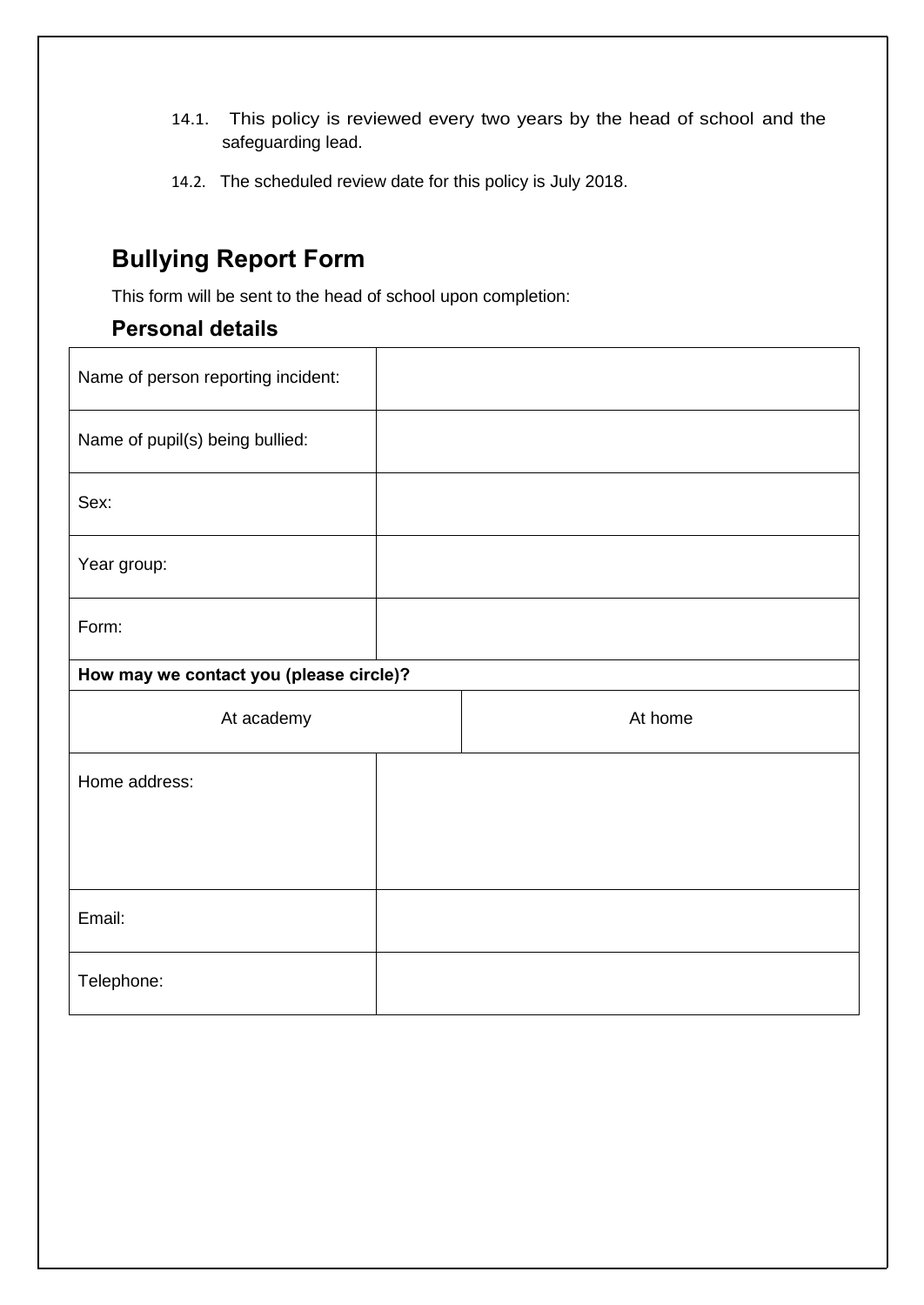14.1. This policy is reviewed every two years by the head of school and the safeguarding lead.

14.2. The scheduled review date for this policy is July 2018.

## Bullying Report Form

This form will be sent to the head of school upon completion:

### Personal details

| Name of person reporting incident: | |
|---|---|
| Name of pupil(s) being bullied: | |
| Sex: | |
| Year group: | |
| Form: | |
| **How may we contact you (please circle)?** | |
| At academy | At home |
| Home address: | |
| Email: | |
| Telephone: | |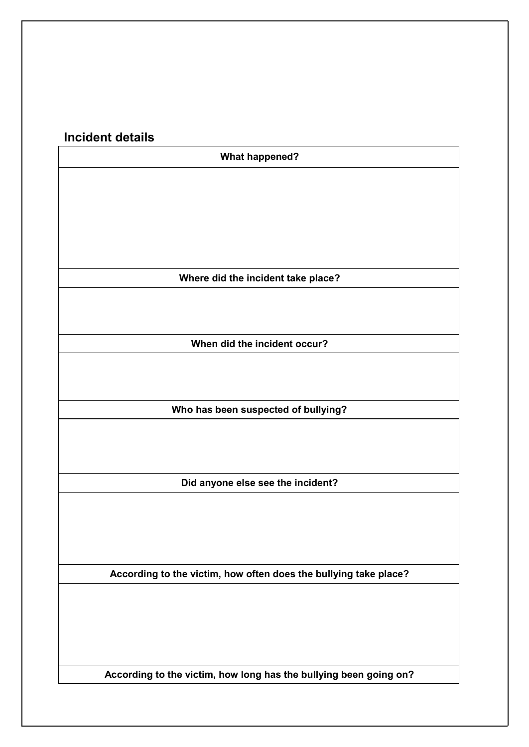## Incident details

| What happened? |
|---|
| |
| **Where did the incident take place?** |
| |
| **When did the incident occur?** |
| |
| **Who has been suspected of bullying?** |
| |
| **Did anyone else see the incident?** |
| |
| **According to the victim, how often does the bullying take place?** |
| |
| **According to the victim, how long has the bullying been going on?** |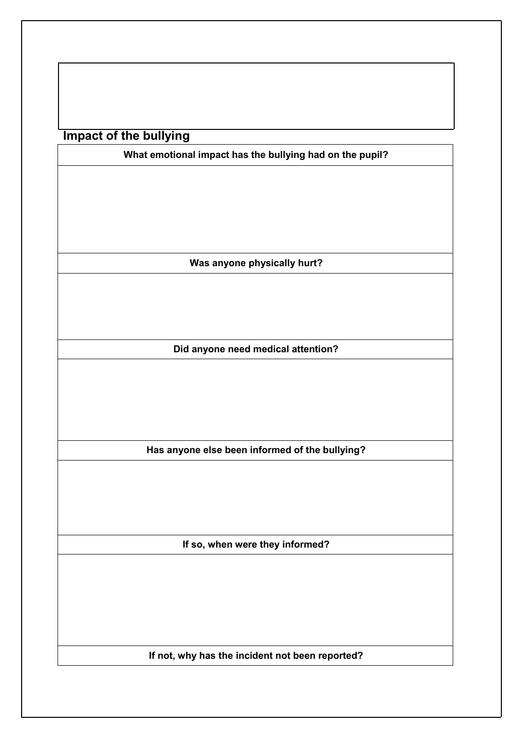## Impact of the bullying

| What emotional impact has the bullying had on the pupil? |
|---|
| |
| **Was anyone physically hurt?** |
| |
| **Did anyone need medical attention?** |
| |
| **Has anyone else been informed of the bullying?** |
| |
| **If so, when were they informed?** |
| |
| **If not, why has the incident not been reported?** |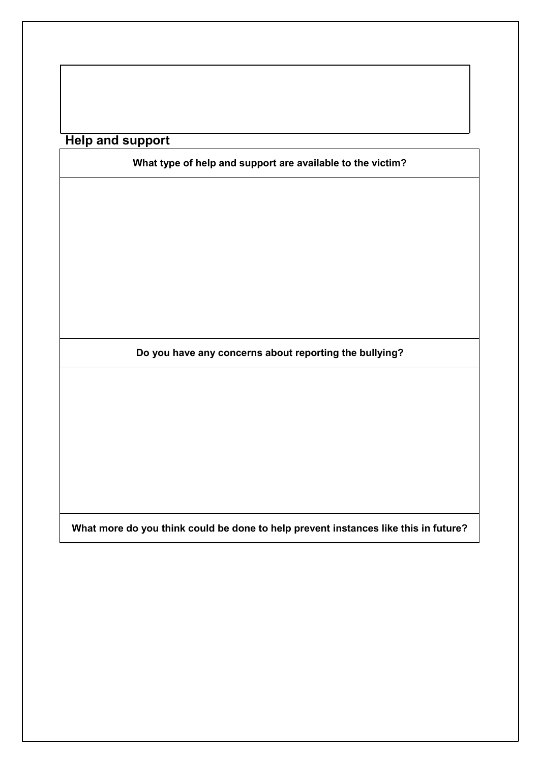## Help and support

| What type of help and support are available to the victim? |
|---|
| |
| **Do you have any concerns about reporting the bullying?** |
| |
| **What more do you think could be done to help prevent instances like this in future?** |